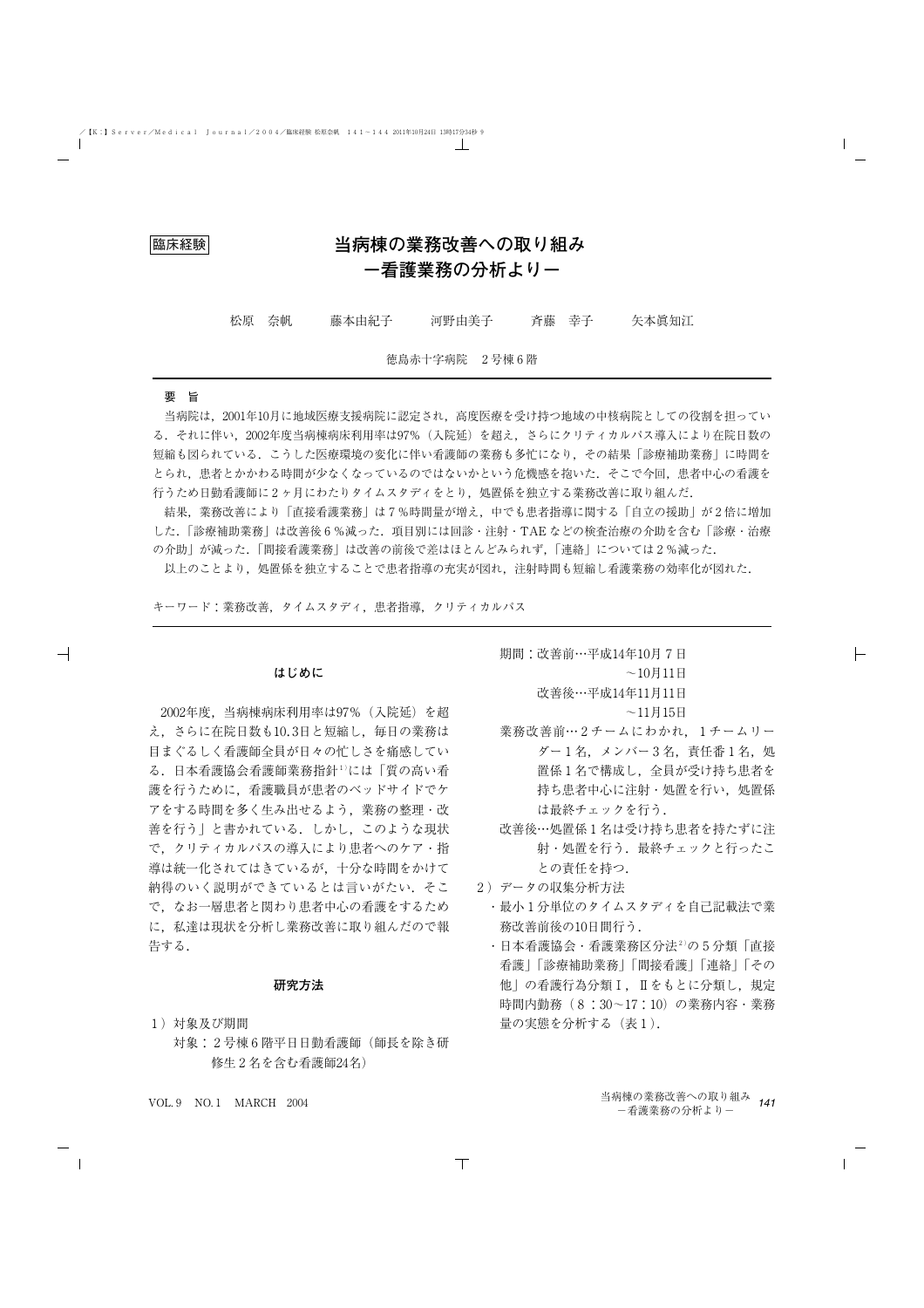臨床経験

# 当病棟の業務改善への取り組み
# ー看護業務の分析よりー

松原　奈帆　　藤本由紀子　　河野由美子　　斉藤　幸子　　矢本眞知江

徳島赤十字病院　2号棟6階

**要　旨**

当病院は，2001年10月に地域医療支援病院に認定され，高度医療を受け持つ地域の中核病院としての役割を担っている．それに伴い，2002年度当病棟病床利用率は97%（入院延）を超え，さらにクリティカルパス導入により在院日数の短縮も図られている．こうした医療環境の変化に伴い看護師の業務も多忙になり，その結果「診療補助業務」に時間をとられ，患者とかかわる時間が少なくなっているのではないかという危機感を抱いた．そこで今回，患者中心の看護を行うため日勤看護師に2ヶ月にわたりタイムスタディをとり，処置係を独立する業務改善に取り組んだ．

結果，業務改善により「直接看護業務」は7%時間量が増え，中でも患者指導に関する「自立の援助」が2倍に増加した．「診療補助業務」は改善後6%減った．項目別には回診・注射・TAE などの検査治療の介助を含む「診療・治療の介助」が減った．「間接看護業務」は改善の前後で差はほとんどみられず，「連絡」については2%減った．

以上のことより，処置係を独立することで患者指導の充実が図れ，注射時間も短縮し看護業務の効率化が図れた．

キーワード：業務改善，タイムスタディ，患者指導，クリティカルパス

## はじめに

2002年度，当病棟病床利用率は97%（入院延）を超え，さらに在院日数も10.3日と短縮し，毎日の業務は目まぐるしく看護師全員が日々の忙しさを痛感している．日本看護協会看護師業務指針[1]には「質の高い看護を行うために，看護職員が患者のベッドサイドでケアをする時間を多く生み出せるよう，業務の整理・改善を行う」と書かれている．しかし，このような現状で，クリティカルパスの導入により患者へのケア・指導は統一化されてはきているが，十分な時間をかけて納得のいく説明ができているとは言いがたい．そこで，なお一層患者と関わり患者中心の看護をするために，私達は現状を分析し業務改善に取り組んだので報告する．

## 研究方法

1）対象及び期間

対象：2号棟6階平日日勤看護師（師長を除き研修生2名を含む看護師24名）

期間：改善前…平成14年10月7日～10月11日
改善後…平成14年11月11日～11月15日

業務改善前…2チームにわかれ，1チームリーダー1名，メンバー3名，責任番1名，処置係1名で構成し，全員が受け持ち患者を持ち患者中心に注射・処置を行い，処置係は最終チェックを行う．

改善後…処置係1名は受け持ち患者を持たずに注射・処置を行う．最終チェックと行ったことの責任を持つ．

2）データの収集分析方法

・最小1分単位のタイムスタディを自己記載法で業務改善前後の10日間行う．

・日本看護協会・看護業務区分法[2]の5分類「直接看護」「診療補助業務」「間接看護」「連絡」「その他」の看護行為分類Ⅰ，Ⅱをもとに分類し，規定時間内勤務（8：30～17：10）の業務内容・業務量の実態を分析する（表1）．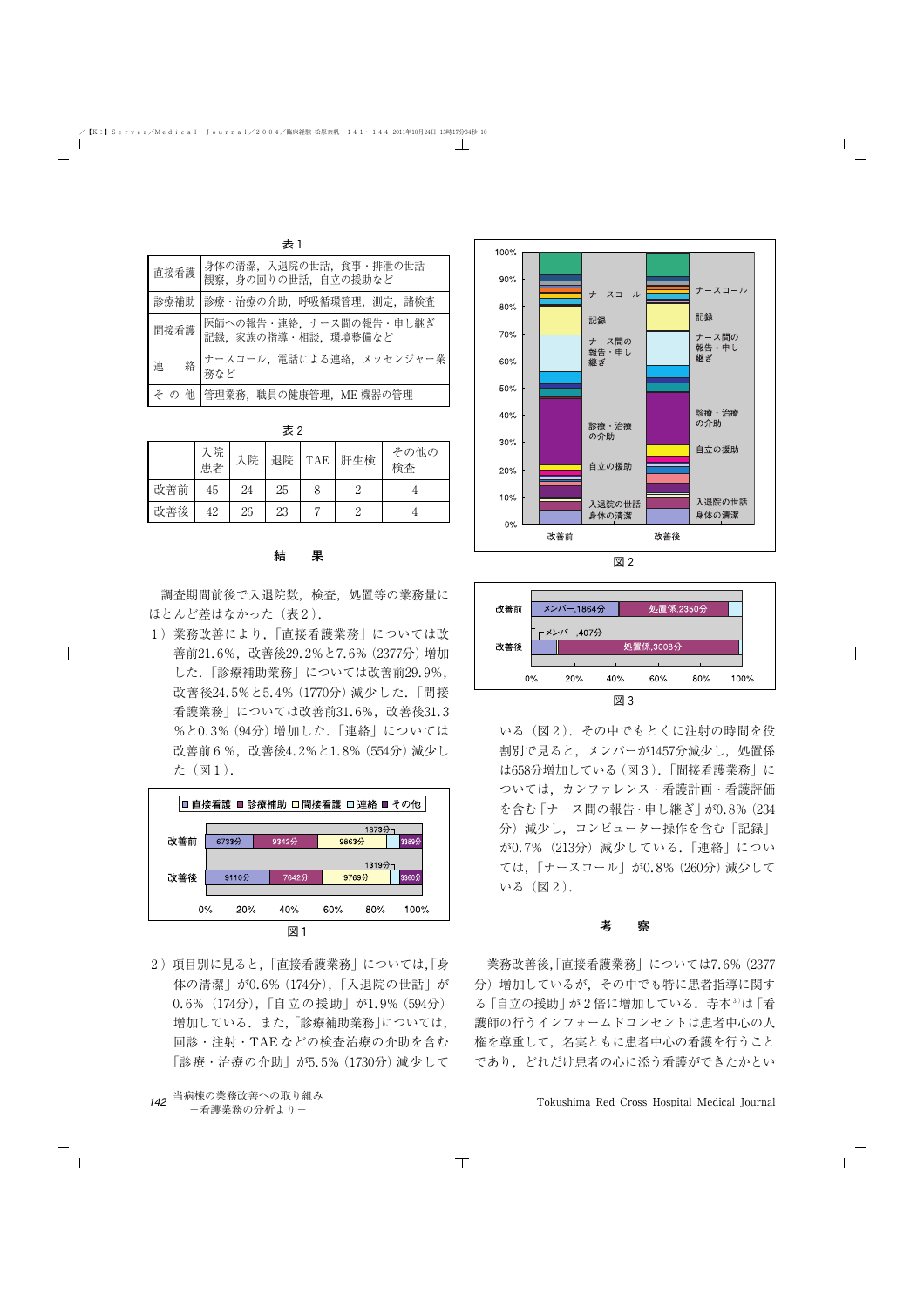表1

| | |
|---|---|
| 直接看護 | 身体の清潔，入退院の世話，食事・排泄の世話 観察，身の回りの世話，自立の援助など |
| 診療補助 | 診療・治療の介助，呼吸循環管理，測定，諸検査 |
| 間接看護 | 医師への報告・連絡，ナース間の報告・申し継ぎ 記録，家族の指導・相談，環境整備など |
| 連　　絡 | ナースコール，電話による連絡，メッセンジャー業務など |
| そ の 他 | 管理業務，職員の健康管理，ME 機器の管理 |

表2

| | 入院患者 | 入院 | 退院 | TAE | 肝生検 | その他の検査 |
|---|---|---|---|---|---|---|
| 改善前 | 45 | 24 | 25 | 8 | 2 | 4 |
| 改善後 | 42 | 26 | 23 | 7 | 2 | 4 |

## 結　果

調査期間前後で入退院数，検査，処置等の業務量にほとんど差はなかった（表2）．

1）業務改善により，「直接看護業務」については改善前21.6%，改善後29.2%と7.6%（2377分）増加した．「診療補助業務」については改善前29.9%，改善後24.5%と5.4%（1770分）減少した．「間接看護業務」については改善前31.6%，改善後31.3%と0.3%（94分）増加した．「連絡」については改善前6%，改善後4.2%と1.8%（554分）減少した（図1）．

図1

2）項目別に見ると，「直接看護業務」については，「身体の清潔」が0.6%（174分），「入退院の世話」が0.6%（174分），「自立の援助」が1.9%（594分）増加している．また，「診療補助業務」については，回診・注射・TAE などの検査治療の介助を含む「診療・治療の介助」が5.5%（1730分）減少している（図2）．その中でもとくに注射の時間を役割別で見ると，メンバーが1457分減少し，処置係は658分増加している（図3）．「間接看護業務」については，カンファレンス・看護計画・看護評価を含む「ナース間の報告・申し継ぎ」が0.8%（234分）減少し，コンピューター操作を含む「記録」が0.7%（213分）減少している．「連絡」については，「ナースコール」が0.8%（260分）減少している（図2）．

図2

図3

## 考　察

業務改善後，「直接看護業務」については7.6%（2377分）増加しているが，その中でも特に患者指導に関する「自立の援助」が2倍に増加している．寺本[3]は「看護師の行うインフォームドコンセントは患者中心の人権を尊重して，名実ともに患者中心の看護を行うことであり，どれだけ患者の心に添う看護ができたかとい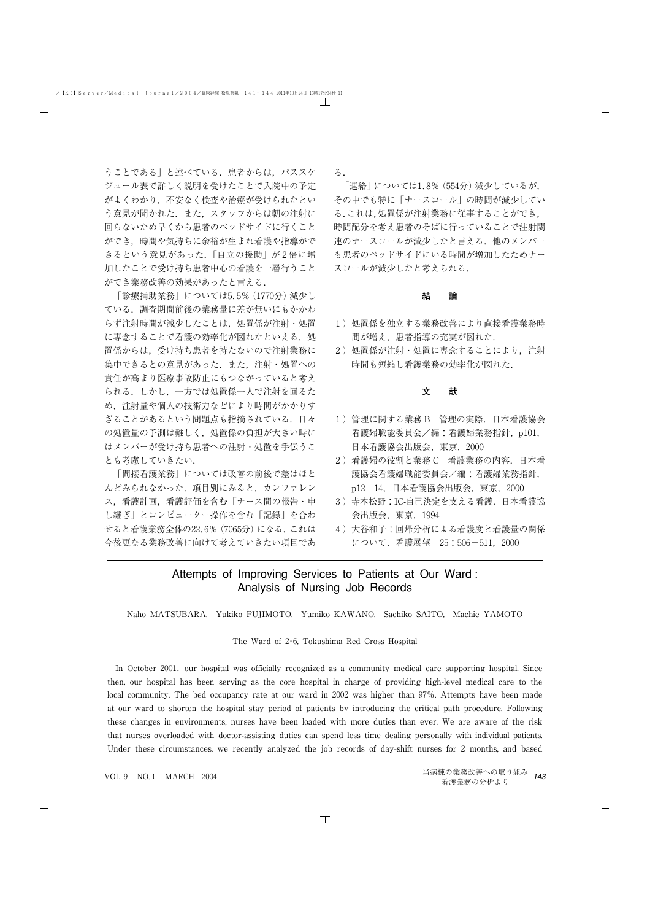うことである」と述べている．患者からは，パススケジュール表で詳しく説明を受けたことで入院中の予定がよくわかり，不安なく検査や治療が受けられたという意見が聞かれた．また，スタッフからは朝の注射に回らないため早くから患者のベッドサイドに行くことができ，時間や気持ちに余裕が生まれ看護や指導ができるという意見があった．「自立の援助」が2倍に増加したことで受け持ち患者中心の看護を一層行うことができ業務改善の効果があったと言える．

「診療補助業務」については5.5％（1770分）減少している．調査期間前後の業務量に差が無いにもかかわらず注射時間が減少したことは，処置係が注射・処置に専念することで看護の効率化が図れたといえる．処置係からは，受け持ち患者を持たないので注射業務に集中できるとの意見があった．また，注射・処置への責任が高まり医療事故防止にもつながっていると考えられる．しかし，一方では処置係一人で注射を回るため，注射量や個人の技術力などにより時間がかかりすぎることがあるという問題点も指摘されている．日々の処置量の予測は難しく，処置係の負担が大きい時にはメンバーが受け持ち患者への注射・処置を手伝うことも考慮していきたい．

「間接看護業務」については改善の前後で差はほとんどみられなかった．項目別にみると，カンファレンス，看護計画，看護評価を含む「ナース間の報告・申し継ぎ」とコンピューター操作を含む「記録」を合わせると看護業務全体の22.6％（7065分）になる．これは今後更なる業務改善に向けて考えていきたい項目である．

「連絡」については1.8％（554分）減少しているが，その中でも特に「ナースコール」の時間が減少している．これは，処置係が注射業務に従事することができ，時間配分を考え患者のそばに行っていることで注射関連のナースコールが減少したと言える．他のメンバーも患者のベッドサイドにいる時間が増加したためナースコールが減少したと考えられる．

## 結　論

1）処置係を独立する業務改善により直接看護業務時間が増え，患者指導の充実が図れた．
2）処置係が注射・処置に専念することにより，注射時間も短縮し看護業務の効率化が図れた．

## 文　献

1）管理に関する業務B　管理の実際．日本看護協会看護婦職能委員会／編：看護婦業務指針，p101，日本看護協会出版会，東京，2000
2）看護婦の役割と業務C　看護業務の内容．日本看護協会看護婦職能委員会／編：看護婦業務指針，p12－14，日本看護協会出版会，東京，2000
3）寺本松野：IC-自己決定を支える看護．日本看護協会出版会，東京，1994
4）大谷和子：回帰分析による看護度と看護量の関係について．看護展望　25：506－511，2000

---

## Attempts of Improving Services to Patients at Our Ward : Analysis of Nursing Job Records

Naho MATSUBARA, Yukiko FUJIMOTO, Yumiko KAWANO, Sachiko SAITO, Machie YAMOTO

The Ward of 2-6, Tokushima Red Cross Hospital

In October 2001, our hospital was officially recognized as a community medical care supporting hospital. Since then, our hospital has been serving as the core hospital in charge of providing high-level medical care to the local community. The bed occupancy rate at our ward in 2002 was higher than 97%. Attempts have been made at our ward to shorten the hospital stay period of patients by introducing the critical path procedure. Following these changes in environments, nurses have been loaded with more duties than ever. We are aware of the risk that nurses overloaded with doctor-assisting duties can spend less time dealing personally with individual patients. Under these circumstances, we recently analyzed the job records of day-shift nurses for 2 months, and based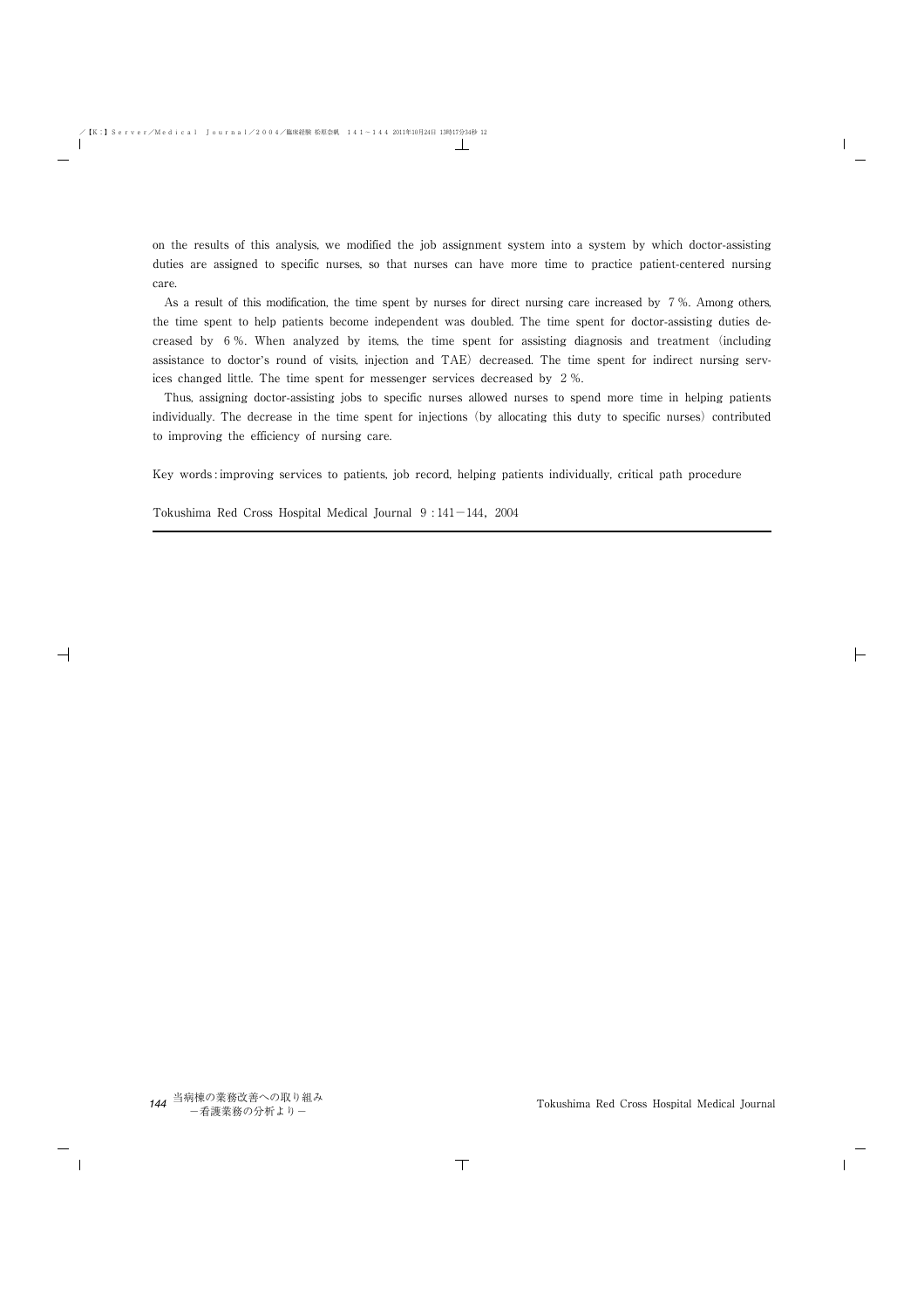on the results of this analysis, we modified the job assignment system into a system by which doctor-assisting duties are assigned to specific nurses, so that nurses can have more time to practice patient-centered nursing care.

As a result of this modification, the time spent by nurses for direct nursing care increased by 7%. Among others, the time spent to help patients become independent was doubled. The time spent for doctor-assisting duties decreased by 6%. When analyzed by items, the time spent for assisting diagnosis and treatment (including assistance to doctor's round of visits, injection and TAE) decreased. The time spent for indirect nursing services changed little. The time spent for messenger services decreased by 2%.

Thus, assigning doctor-assisting jobs to specific nurses allowed nurses to spend more time in helping patients individually. The decrease in the time spent for injections (by allocating this duty to specific nurses) contributed to improving the efficiency of nursing care.

Key words: improving services to patients, job record, helping patients individually, critical path procedure

Tokushima Red Cross Hospital Medical Journal 9 : 141－144, 2004